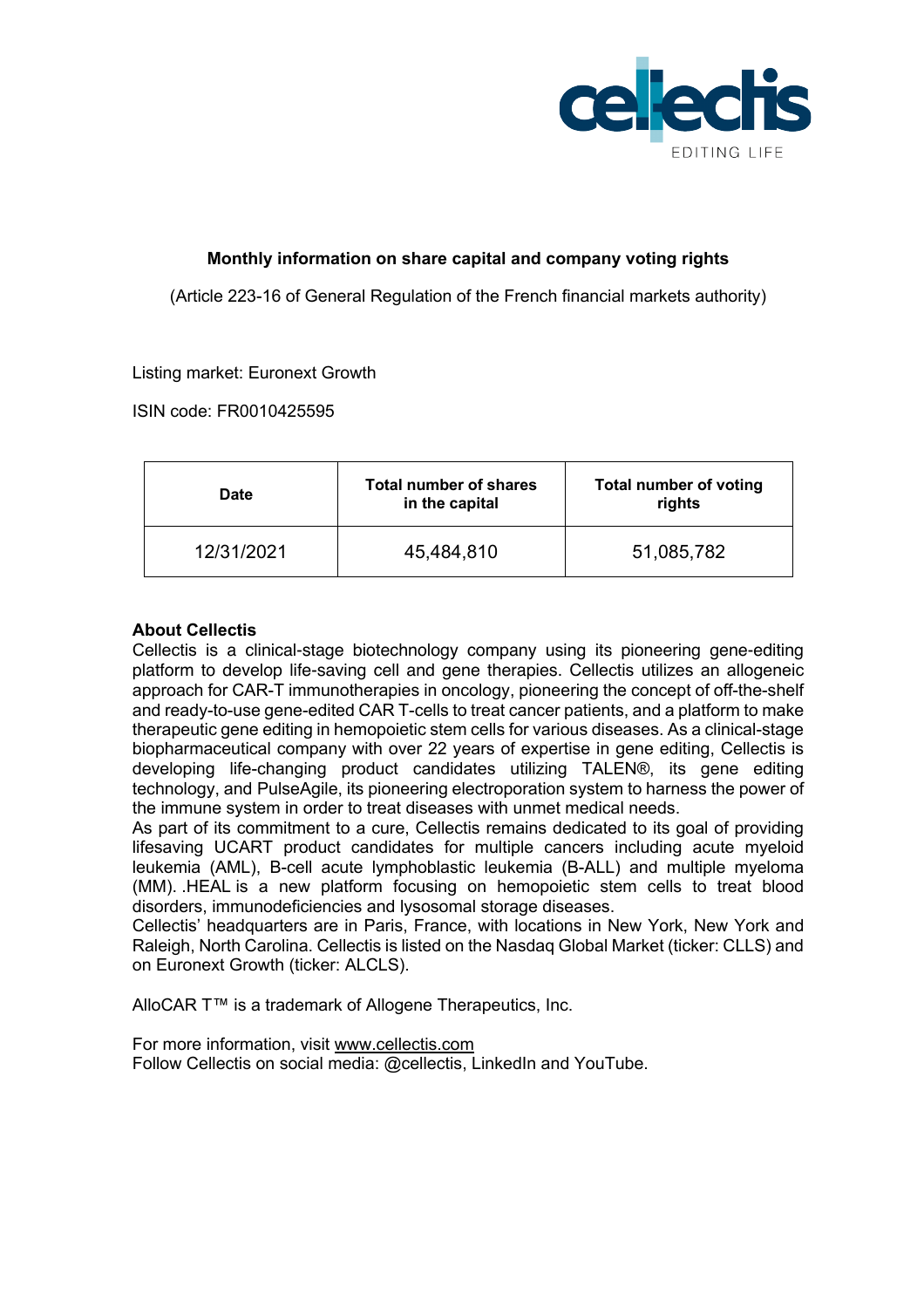## Monthly information on share capital and company voting rights

(Article 223-16 of General Regulation of the French financial markets authority)

Listing market: Euronext Growth

ISIN code: FR0010425595

| Date | Total number of shares in the capital | Total number of voting rights |
|---|---|---|
| 12/31/2021 | 45,484,810 | 51,085,782 |

**About Cellectis**

Cellectis is a clinical-stage biotechnology company using its pioneering gene-editing platform to develop life-saving cell and gene therapies. Cellectis utilizes an allogeneic approach for CAR-T immunotherapies in oncology, pioneering the concept of off-the-shelf and ready-to-use gene-edited CAR T-cells to treat cancer patients, and a platform to make therapeutic gene editing in hemopoietic stem cells for various diseases. As a clinical-stage biopharmaceutical company with over 22 years of expertise in gene editing, Cellectis is developing life-changing product candidates utilizing TALEN®, its gene editing technology, and PulseAgile, its pioneering electroporation system to harness the power of the immune system in order to treat diseases with unmet medical needs.

As part of its commitment to a cure, Cellectis remains dedicated to its goal of providing lifesaving UCART product candidates for multiple cancers including acute myeloid leukemia (AML), B-cell acute lymphoblastic leukemia (B-ALL) and multiple myeloma (MM). .HEAL is a new platform focusing on hemopoietic stem cells to treat blood disorders, immunodeficiencies and lysosomal storage diseases.

Cellectis' headquarters are in Paris, France, with locations in New York, New York and Raleigh, North Carolina. Cellectis is listed on the Nasdaq Global Market (ticker: CLLS) and on Euronext Growth (ticker: ALCLS).

AlloCAR T™ is a trademark of Allogene Therapeutics, Inc.

For more information, visit www.cellectis.com
Follow Cellectis on social media: @cellectis, LinkedIn and YouTube.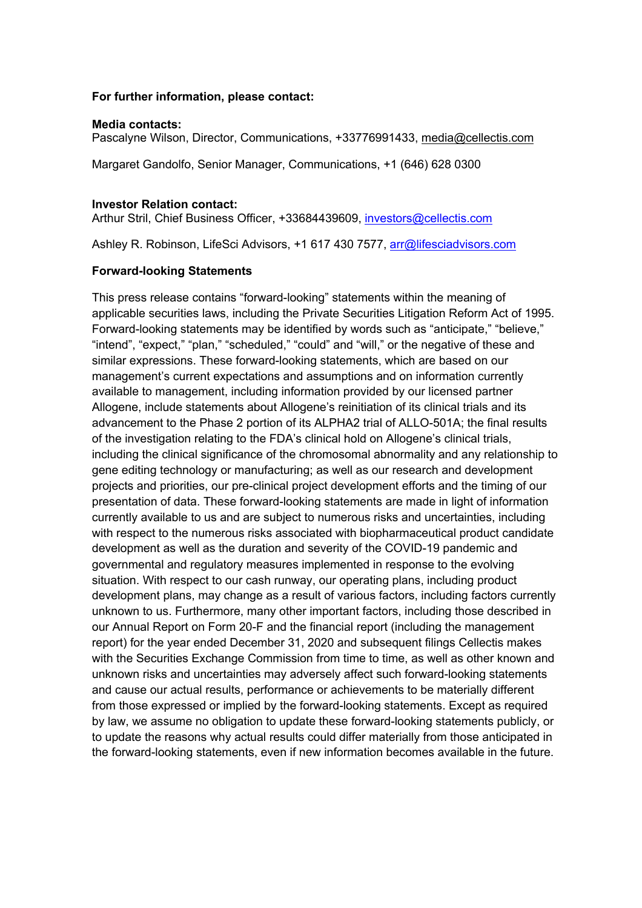**For further information, please contact:**

**Media contacts:**
Pascalyne Wilson, Director, Communications, +33776991433, media@cellectis.com

Margaret Gandolfo, Senior Manager, Communications, +1 (646) 628 0300

**Investor Relation contact:**
Arthur Stril, Chief Business Officer, +33684439609, investors@cellectis.com

Ashley R. Robinson, LifeSci Advisors, +1 617 430 7577, arr@lifesciadvisors.com

**Forward-looking Statements**

This press release contains "forward-looking" statements within the meaning of applicable securities laws, including the Private Securities Litigation Reform Act of 1995. Forward-looking statements may be identified by words such as "anticipate," "believe," "intend", "expect," "plan," "scheduled," "could" and "will," or the negative of these and similar expressions. These forward-looking statements, which are based on our management's current expectations and assumptions and on information currently available to management, including information provided by our licensed partner Allogene, include statements about Allogene's reinitiation of its clinical trials and its advancement to the Phase 2 portion of its ALPHA2 trial of ALLO-501A; the final results of the investigation relating to the FDA's clinical hold on Allogene's clinical trials, including the clinical significance of the chromosomal abnormality and any relationship to gene editing technology or manufacturing; as well as our research and development projects and priorities, our pre-clinical project development efforts and the timing of our presentation of data. These forward-looking statements are made in light of information currently available to us and are subject to numerous risks and uncertainties, including with respect to the numerous risks associated with biopharmaceutical product candidate development as well as the duration and severity of the COVID-19 pandemic and governmental and regulatory measures implemented in response to the evolving situation. With respect to our cash runway, our operating plans, including product development plans, may change as a result of various factors, including factors currently unknown to us. Furthermore, many other important factors, including those described in our Annual Report on Form 20-F and the financial report (including the management report) for the year ended December 31, 2020 and subsequent filings Cellectis makes with the Securities Exchange Commission from time to time, as well as other known and unknown risks and uncertainties may adversely affect such forward-looking statements and cause our actual results, performance or achievements to be materially different from those expressed or implied by the forward-looking statements. Except as required by law, we assume no obligation to update these forward-looking statements publicly, or to update the reasons why actual results could differ materially from those anticipated in the forward-looking statements, even if new information becomes available in the future.